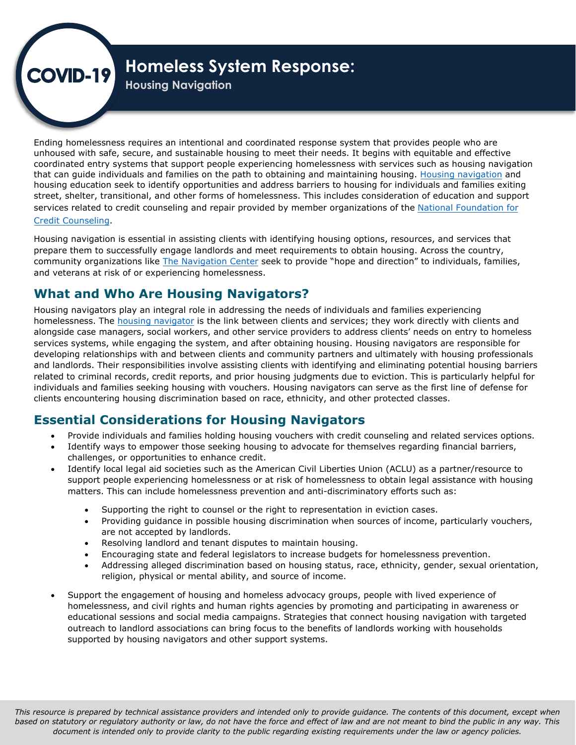# COVID-19 Homeless System Response: Housing Navigation

Ending homelessness requires an intentional and coordinated response system that provides people who are unhoused with safe, secure, and sustainable housing to meet their needs. It begins with equitable and effective coordinated entry systems that support people experiencing homelessness with services such as housing navigation that can guide individuals and families on the path to obtaining and maintaining housing. Housing navigation and housing education seek to identify opportunities and address barriers to housing for individuals and families exiting street, shelter, transitional, and other forms of homelessness. This includes consideration of education and support services related to credit counseling and repair provided by member organizations of the National Foundation for Credit Counseling.

Housing navigation is essential in assisting clients with identifying housing options, resources, and services that prepare them to successfully engage landlords and meet requirements to obtain housing. Across the country, community organizations like The Navigation Center seek to provide "hope and direction" to individuals, families, and veterans at risk of or experiencing homelessness.

## What and Who Are Housing Navigators?

Housing navigators play an integral role in addressing the needs of individuals and families experiencing homelessness. The housing navigator is the link between clients and services; they work directly with clients and alongside case managers, social workers, and other service providers to address clients' needs on entry to homeless services systems, while engaging the system, and after obtaining housing. Housing navigators are responsible for developing relationships with and between clients and community partners and ultimately with housing professionals and landlords. Their responsibilities involve assisting clients with identifying and eliminating potential housing barriers related to criminal records, credit reports, and prior housing judgments due to eviction. This is particularly helpful for individuals and families seeking housing with vouchers. Housing navigators can serve as the first line of defense for clients encountering housing discrimination based on race, ethnicity, and other protected classes.

## Essential Considerations for Housing Navigators

- Provide individuals and families holding housing vouchers with credit counseling and related services options.
- Identify ways to empower those seeking housing to advocate for themselves regarding financial barriers, challenges, or opportunities to enhance credit.
- Identify local legal aid societies such as the American Civil Liberties Union (ACLU) as a partner/resource to support people experiencing homelessness or at risk of homelessness to obtain legal assistance with housing matters. This can include homelessness prevention and anti-discriminatory efforts such as:
    - Supporting the right to counsel or the right to representation in eviction cases.
    - Providing guidance in possible housing discrimination when sources of income, particularly vouchers, are not accepted by landlords.
    - Resolving landlord and tenant disputes to maintain housing.
    - Encouraging state and federal legislators to increase budgets for homelessness prevention.
    - Addressing alleged discrimination based on housing status, race, ethnicity, gender, sexual orientation, religion, physical or mental ability, and source of income.
- Support the engagement of housing and homeless advocacy groups, people with lived experience of homelessness, and civil rights and human rights agencies by promoting and participating in awareness or educational sessions and social media campaigns. Strategies that connect housing navigation with targeted outreach to landlord associations can bring focus to the benefits of landlords working with households supported by housing navigators and other support systems.

*This resource is prepared by technical assistance providers and intended only to provide guidance. The contents of this document, except when based on statutory or regulatory authority or law, do not have the force and effect of law and are not meant to bind the public in any way. This document is intended only to provide clarity to the public regarding existing requirements under the law or agency policies.*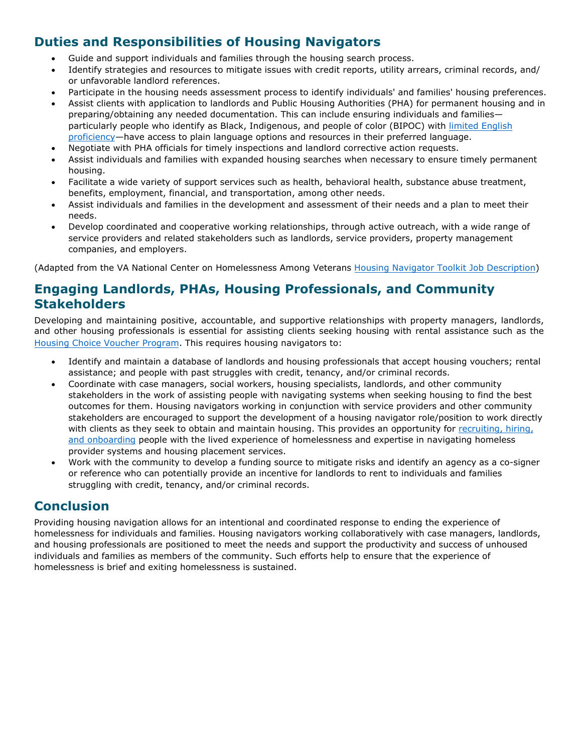## Duties and Responsibilities of Housing Navigators

- Guide and support individuals and families through the housing search process.
- Identify strategies and resources to mitigate issues with credit reports, utility arrears, criminal records, and/or unfavorable landlord references.
- Participate in the housing needs assessment process to identify individuals' and families' housing preferences.
- Assist clients with application to landlords and Public Housing Authorities (PHA) for permanent housing and in preparing/obtaining any needed documentation. This can include ensuring individuals and families—particularly people who identify as Black, Indigenous, and people of color (BIPOC) with limited English proficiency—have access to plain language options and resources in their preferred language.
- Negotiate with PHA officials for timely inspections and landlord corrective action requests.
- Assist individuals and families with expanded housing searches when necessary to ensure timely permanent housing.
- Facilitate a wide variety of support services such as health, behavioral health, substance abuse treatment, benefits, employment, financial, and transportation, among other needs.
- Assist individuals and families in the development and assessment of their needs and a plan to meet their needs.
- Develop coordinated and cooperative working relationships, through active outreach, with a wide range of service providers and related stakeholders such as landlords, service providers, property management companies, and employers.

(Adapted from the VA National Center on Homelessness Among Veterans Housing Navigator Toolkit Job Description)

## Engaging Landlords, PHAs, Housing Professionals, and Community Stakeholders

Developing and maintaining positive, accountable, and supportive relationships with property managers, landlords, and other housing professionals is essential for assisting clients seeking housing with rental assistance such as the Housing Choice Voucher Program. This requires housing navigators to:

- Identify and maintain a database of landlords and housing professionals that accept housing vouchers; rental assistance; and people with past struggles with credit, tenancy, and/or criminal records.
- Coordinate with case managers, social workers, housing specialists, landlords, and other community stakeholders in the work of assisting people with navigating systems when seeking housing to find the best outcomes for them. Housing navigators working in conjunction with service providers and other community stakeholders are encouraged to support the development of a housing navigator role/position to work directly with clients as they seek to obtain and maintain housing. This provides an opportunity for recruiting, hiring, and onboarding people with the lived experience of homelessness and expertise in navigating homeless provider systems and housing placement services.
- Work with the community to develop a funding source to mitigate risks and identify an agency as a co-signer or reference who can potentially provide an incentive for landlords to rent to individuals and families struggling with credit, tenancy, and/or criminal records.

## Conclusion

Providing housing navigation allows for an intentional and coordinated response to ending the experience of homelessness for individuals and families. Housing navigators working collaboratively with case managers, landlords, and housing professionals are positioned to meet the needs and support the productivity and success of unhoused individuals and families as members of the community. Such efforts help to ensure that the experience of homelessness is brief and exiting homelessness is sustained.